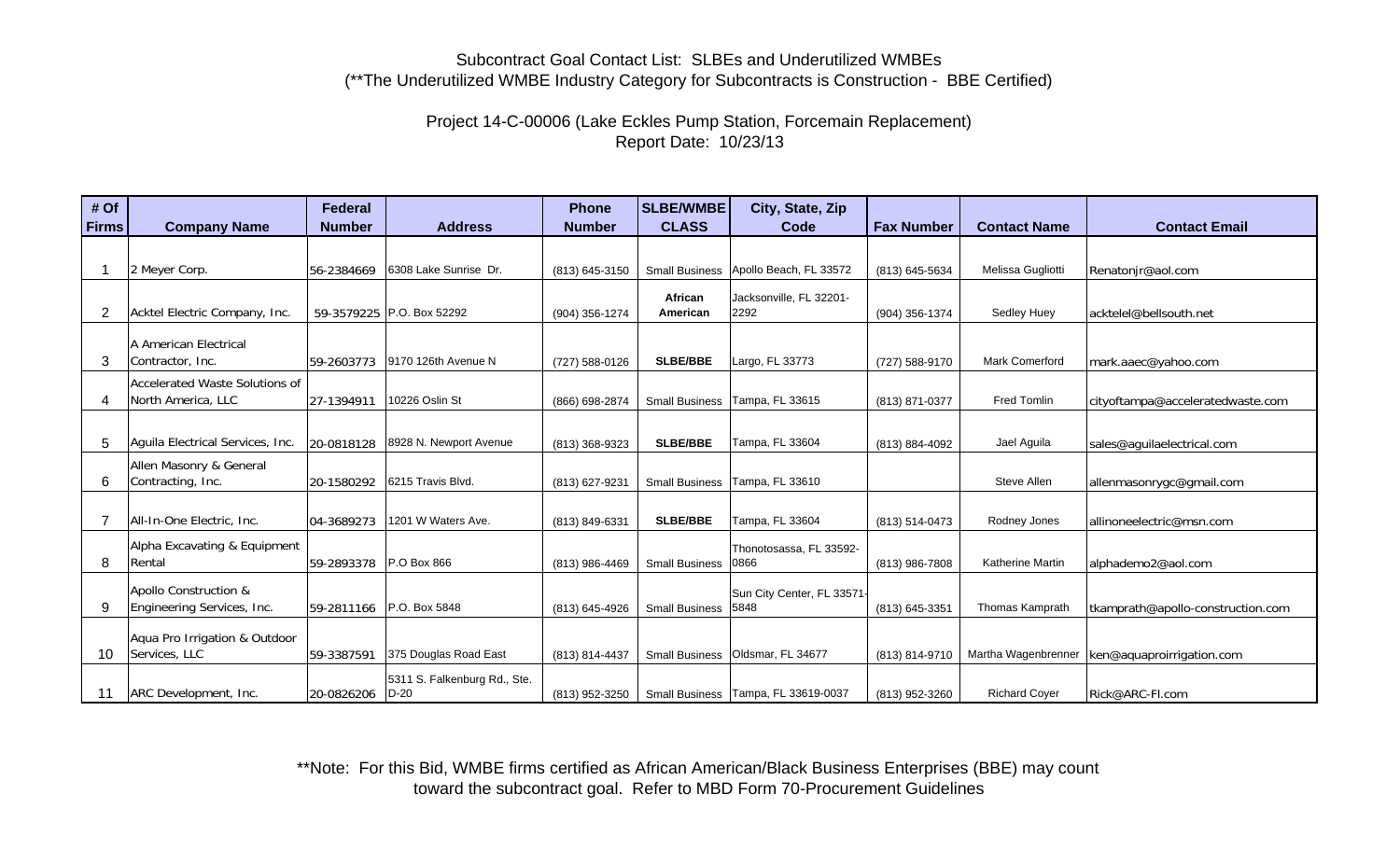Subcontract Goal Contact List: SLBEs and Underutilized WMBEs
(**The Underutilized WMBE Industry Category for Subcontracts is Construction - BBE Certified)

Project 14-C-00006 (Lake Eckles Pump Station, Forcemain Replacement)
Report Date: 10/23/13

| # Of Firms | Company Name | Federal Number | Address | Phone Number | SLBE/WMBE CLASS | City, State, Zip Code | Fax Number | Contact Name | Contact Email |
|---|---|---|---|---|---|---|---|---|---|
| 1 | 2 Meyer Corp. | 56-2384669 | 6308 Lake Sunrise Dr. | (813) 645-3150 | Small Business | Apollo Beach, FL 33572 | (813) 645-5634 | Melissa Gugliotti | Renatonjr@aol.com |
| 2 | Acktel Electric Company, Inc. | 59-3579225 | P.O. Box 52292 | (904) 356-1274 | African American | Jacksonville, FL 32201-2292 | (904) 356-1374 | Sedley Huey | acktelel@bellsouth.net |
| 3 | A American Electrical Contractor, Inc. | 59-2603773 | 9170 126th Avenue N | (727) 588-0126 | SLBE/BBE | Largo, FL 33773 | (727) 588-9170 | Mark Comerford | mark.aaec@yahoo.com |
| 4 | Accelerated Waste Solutions of North America, LLC | 27-1394911 | 10226 Oslin St | (866) 698-2874 | Small Business | Tampa, FL 33615 | (813) 871-0377 | Fred Tomlin | cityoftampa@acceleratedwaste.com |
| 5 | Aguila Electrical Services, Inc. | 20-0818128 | 8928 N. Newport Avenue | (813) 368-9323 | SLBE/BBE | Tampa, FL 33604 | (813) 884-4092 | Jael Aguila | sales@aguilaelectrical.com |
| 6 | Allen Masonry & General Contracting, Inc. | 20-1580292 | 6215 Travis Blvd. | (813) 627-9231 | Small Business | Tampa, FL 33610 | | Steve Allen | allenmasonrygc@gmail.com |
| 7 | All-In-One Electric, Inc. | 04-3689273 | 1201 W Waters Ave. | (813) 849-6331 | SLBE/BBE | Tampa, FL 33604 | (813) 514-0473 | Rodney Jones | allinoneelectric@msn.com |
| 8 | Alpha Excavating & Equipment Rental | 59-2893378 | P.O Box 866 | (813) 986-4469 | Small Business | Thonotosassa, FL 33592-0866 | (813) 986-7808 | Katherine Martin | alphademo2@aol.com |
| 9 | Apollo Construction & Engineering Services, Inc. | 59-2811166 | P.O. Box 5848 | (813) 645-4926 | Small Business | Sun City Center, FL 33571-5848 | (813) 645-3351 | Thomas Kamprath | tkamprath@apollo-construction.com |
| 10 | Aqua Pro Irrigation & Outdoor Services, LLC | 59-3387591 | 375 Douglas Road East | (813) 814-4437 | Small Business | Oldsmar, FL 34677 | (813) 814-9710 | Martha Wagenbrenner | ken@aquaproirrigation.com |
| 11 | ARC Development, Inc. | 20-0826206 | 5311 S. Falkenburg Rd., Ste. D-20 | (813) 952-3250 | Small Business | Tampa, FL 33619-0037 | (813) 952-3260 | Richard Coyer | Rick@ARC-Fl.com |

**Note: For this Bid, WMBE firms certified as African American/Black Business Enterprises (BBE) may count toward the subcontract goal. Refer to MBD Form 70-Procurement Guidelines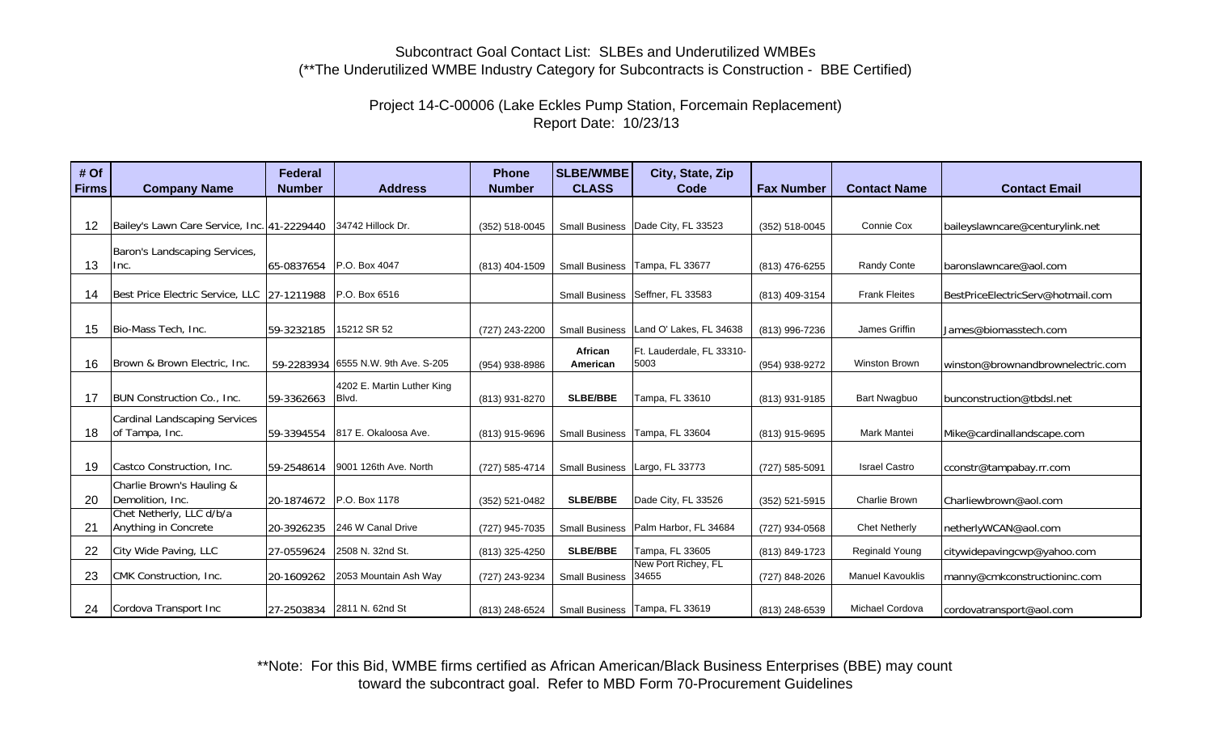Subcontract Goal Contact List: SLBEs and Underutilized WMBEs
(**The Underutilized WMBE Industry Category for Subcontracts is Construction - BBE Certified)

Project 14-C-00006 (Lake Eckles Pump Station, Forcemain Replacement)
Report Date: 10/23/13

| # Of Firms | Company Name | Federal Number | Address | Phone Number | SLBE/WMBE CLASS | City, State, Zip Code | Fax Number | Contact Name | Contact Email |
|---|---|---|---|---|---|---|---|---|---|
| 12 | Bailey's Lawn Care Service, Inc. | 41-2229440 | 34742 Hillock Dr. | (352) 518-0045 | Small Business | Dade City, FL 33523 | (352) 518-0045 | Connie Cox | baileyslawncare@centurylink.net |
| 13 | Baron's Landscaping Services, Inc. | 65-0837654 | P.O. Box 4047 | (813) 404-1509 | Small Business | Tampa, FL 33677 | (813) 476-6255 | Randy Conte | baronslawncare@aol.com |
| 14 | Best Price Electric Service, LLC | 27-1211988 | P.O. Box 6516 | | Small Business | Seffner, FL 33583 | (813) 409-3154 | Frank Fleites | BestPriceElectricServ@hotmail.com |
| 15 | Bio-Mass Tech, Inc. | 59-3232185 | 15212 SR 52 | (727) 243-2200 | Small Business | Land O' Lakes, FL 34638 | (813) 996-7236 | James Griffin | James@biomasstech.com |
| 16 | Brown & Brown Electric, Inc. | 59-2283934 | 6555 N.W. 9th Ave. S-205 | (954) 938-8986 | African American | Ft. Lauderdale, FL 33310-5003 | (954) 938-9272 | Winston Brown | winston@brownandbrownelectric.com |
| 17 | BUN Construction Co., Inc. | 59-3362663 | 4202 E. Martin Luther King Blvd. | (813) 931-8270 | SLBE/BBE | Tampa, FL 33610 | (813) 931-9185 | Bart Nwagbuo | bunconstruction@tbdsl.net |
| 18 | Cardinal Landscaping Services of Tampa, Inc. | 59-3394554 | 817 E. Okaloosa Ave. | (813) 915-9696 | Small Business | Tampa, FL 33604 | (813) 915-9695 | Mark Mantei | Mike@cardinallandscape.com |
| 19 | Castco Construction, Inc. | 59-2548614 | 9001 126th Ave. North | (727) 585-4714 | Small Business | Largo, FL 33773 | (727) 585-5091 | Israel Castro | cconstr@tampabay.rr.com |
| 20 | Charlie Brown's Hauling & Demolition, Inc. | 20-1874672 | P.O. Box 1178 | (352) 521-0482 | SLBE/BBE | Dade City, FL 33526 | (352) 521-5915 | Charlie Brown | Charliewbrown@aol.com |
| 21 | Chet Netherly, LLC d/b/a Anything in Concrete | 20-3926235 | 246 W Canal Drive | (727) 945-7035 | Small Business | Palm Harbor, FL 34684 | (727) 934-0568 | Chet Netherly | netherlyWCAN@aol.com |
| 22 | City Wide Paving, LLC | 27-0559624 | 2508 N. 32nd St. | (813) 325-4250 | SLBE/BBE | Tampa, FL 33605 | (813) 849-1723 | Reginald Young | citywidepavingcwp@yahoo.com |
| 23 | CMK Construction, Inc. | 20-1609262 | 2053 Mountain Ash Way | (727) 243-9234 | Small Business | New Port Richey, FL 34655 | (727) 848-2026 | Manuel Kavouklis | manny@cmkconstructioninc.com |
| 24 | Cordova Transport Inc | 27-2503834 | 2811 N. 62nd St | (813) 248-6524 | Small Business | Tampa, FL 33619 | (813) 248-6539 | Michael Cordova | cordovatransport@aol.com |

**Note: For this Bid, WMBE firms certified as African American/Black Business Enterprises (BBE) may count toward the subcontract goal. Refer to MBD Form 70-Procurement Guidelines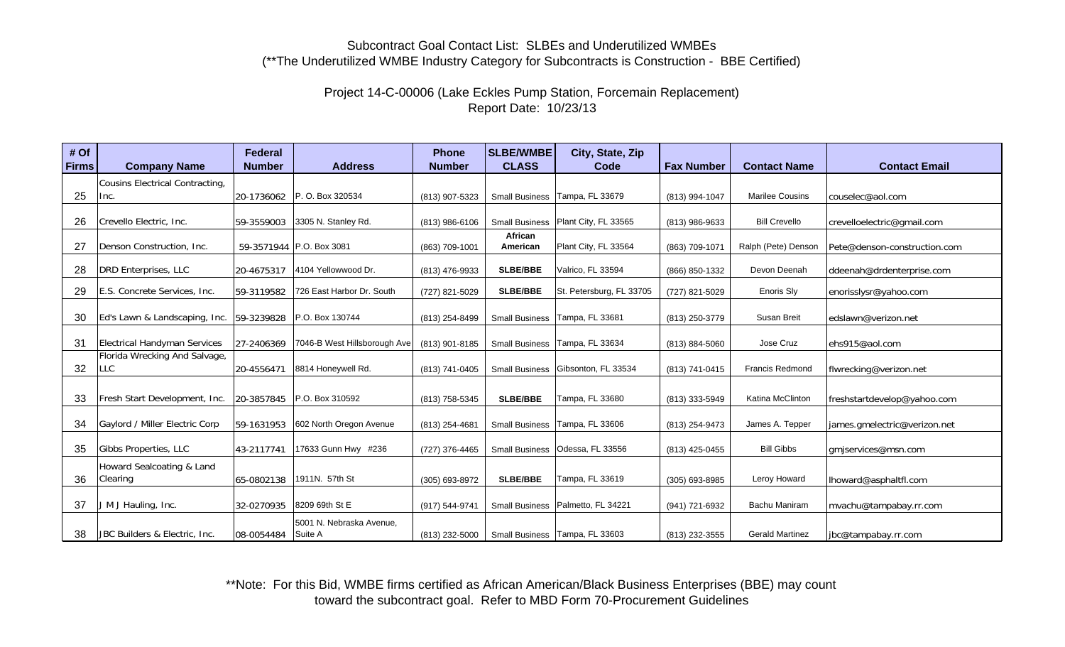Subcontract Goal Contact List: SLBEs and Underutilized WMBEs
(**The Underutilized WMBE Industry Category for Subcontracts is Construction - BBE Certified)

Project 14-C-00006 (Lake Eckles Pump Station, Forcemain Replacement)
Report Date: 10/23/13

| # Of Firms | Company Name | Federal Number | Address | Phone Number | SLBE/WMBE CLASS | City, State, Zip Code | Fax Number | Contact Name | Contact Email |
|---|---|---|---|---|---|---|---|---|---|
| 25 | Cousins Electrical Contracting, Inc. | 20-1736062 | P. O. Box 320534 | (813) 907-5323 | Small Business | Tampa, FL 33679 | (813) 994-1047 | Marilee Cousins | couselec@aol.com |
| 26 | Crevello Electric, Inc. | 59-3559003 | 3305 N. Stanley Rd. | (813) 986-6106 | Small Business | Plant City, FL 33565 | (813) 986-9633 | Bill Crevello | crevelloelectric@gmail.com |
| 27 | Denson Construction, Inc. | 59-3571944 | P.O. Box 3081 | (863) 709-1001 | African American | Plant City, FL 33564 | (863) 709-1071 | Ralph (Pete) Denson | Pete@denson-construction.com |
| 28 | DRD Enterprises, LLC | 20-4675317 | 4104 Yellowwood Dr. | (813) 476-9933 | SLBE/BBE | Valrico, FL 33594 | (866) 850-1332 | Devon Deenah | ddeenah@drdenterprise.com |
| 29 | E.S. Concrete Services, Inc. | 59-3119582 | 726 East Harbor Dr. South | (727) 821-5029 | SLBE/BBE | St. Petersburg, FL 33705 | (727) 821-5029 | Enoris Sly | enorisslysr@yahoo.com |
| 30 | Ed's Lawn & Landscaping, Inc. | 59-3239828 | P.O. Box 130744 | (813) 254-8499 | Small Business | Tampa, FL 33681 | (813) 250-3779 | Susan Breit | edslawn@verizon.net |
| 31 | Electrical Handyman Services | 27-2406369 | 7046-B West Hillsborough Ave | (813) 901-8185 | Small Business | Tampa, FL 33634 | (813) 884-5060 | Jose Cruz | ehs915@aol.com |
| 32 | Florida Wrecking And Salvage, LLC | 20-4556471 | 8814 Honeywell Rd. | (813) 741-0405 | Small Business | Gibsonton, FL 33534 | (813) 741-0415 | Francis Redmond | flwrecking@verizon.net |
| 33 | Fresh Start Development, Inc. | 20-3857845 | P.O. Box 310592 | (813) 758-5345 | SLBE/BBE | Tampa, FL 33680 | (813) 333-5949 | Katina McClinton | freshstartdevelop@yahoo.com |
| 34 | Gaylord / Miller Electric Corp | 59-1631953 | 602 North Oregon Avenue | (813) 254-4681 | Small Business | Tampa, FL 33606 | (813) 254-9473 | James A. Tepper | james.gmelectric@verizon.net |
| 35 | Gibbs Properties, LLC | 43-2117741 | 17633 Gunn Hwy #236 | (727) 376-4465 | Small Business | Odessa, FL 33556 | (813) 425-0455 | Bill Gibbs | gmjservices@msn.com |
| 36 | Howard Sealcoating & Land Clearing | 65-0802138 | 1911N. 57th St | (305) 693-8972 | SLBE/BBE | Tampa, FL 33619 | (305) 693-8985 | Leroy Howard | lhoward@asphaltfl.com |
| 37 | J M J Hauling, Inc. | 32-0270935 | 8209 69th St E | (917) 544-9741 | Small Business | Palmetto, FL 34221 | (941) 721-6932 | Bachu Maniram | mvachu@tampabay.rr.com |
| 38 | JBC Builders & Electric, Inc. | 08-0054484 | 5001 N. Nebraska Avenue, Suite A | (813) 232-5000 | Small Business | Tampa, FL 33603 | (813) 232-3555 | Gerald Martinez | jbc@tampabay.rr.com |

**Note: For this Bid, WMBE firms certified as African American/Black Business Enterprises (BBE) may count toward the subcontract goal. Refer to MBD Form 70-Procurement Guidelines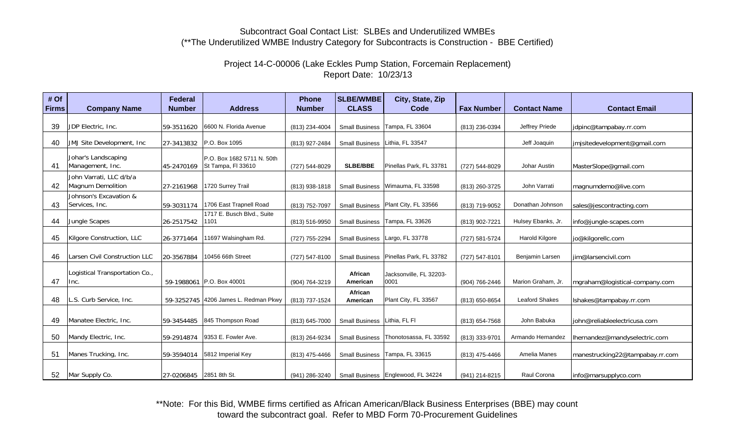Subcontract Goal Contact List: SLBEs and Underutilized WMBEs
(**The Underutilized WMBE Industry Category for Subcontracts is Construction - BBE Certified)

Project 14-C-00006 (Lake Eckles Pump Station, Forcemain Replacement)
Report Date: 10/23/13

| # Of Firms | Company Name | Federal Number | Address | Phone Number | SLBE/WMBE CLASS | City, State, Zip Code | Fax Number | Contact Name | Contact Email |
|---|---|---|---|---|---|---|---|---|---|
| 39 | JDP Electric, Inc. | 59-3511620 | 6600 N. Florida Avenue | (813) 234-4004 | Small Business | Tampa, FL 33604 | (813) 236-0394 | Jeffrey Priede | jdpinc@tampabay.rr.com |
| 40 | JMJ Site Development, Inc | 27-3413832 | P.O. Box 1095 | (813) 927-2484 | Small Business | Lithia, FL 33547 | | Jeff Joaquin | jmjsitedevelopment@gmail.com |
| 41 | Johar's Landscaping Management, Inc. | 45-2470169 | P.O. Box 1682 5711 N. 50th St Tampa, Fl 33610 | (727) 544-8029 | **SLBE/BBE** | Pinellas Park, FL 33781 | (727) 544-8029 | Johar Austin | MasterSlope@gmail.com |
| 42 | John Varrati, LLC d/b/a Magnum Demolition | 27-2161968 | 1720 Surrey Trail | (813) 938-1818 | Small Business | Wimauma, FL 33598 | (813) 260-3725 | John Varrati | magnumdemo@live.com |
| 43 | Johnson's Excavation & Services, Inc. | 59-3031174 | 1706 East Trapnell Road | (813) 752-7097 | Small Business | Plant City, FL 33566 | (813) 719-9052 | Donathan Johnson | sales@jescontracting.com |
| 44 | Jungle Scapes | 26-2517542 | 1717 E. Busch Blvd., Suite 1101 | (813) 516-9950 | Small Business | Tampa, FL 33626 | (813) 902-7221 | Hulsey Ebanks, Jr. | info@jungle-scapes.com |
| 45 | Kilgore Construction, LLC | 26-3771464 | 11697 Walsingham Rd. | (727) 755-2294 | Small Business | Largo, FL 33778 | (727) 581-5724 | Harold Kilgore | jo@kilgorellc.com |
| 46 | Larsen Civil Construction LLC | 20-3567884 | 10456 66th Street | (727) 547-8100 | Small Business | Pinellas Park, FL 33782 | (727) 547-8101 | Benjamin Larsen | jim@larsencivil.com |
| 47 | Logistical Transportation Co., Inc. | 59-1988061 | P.O. Box 40001 | (904) 764-3219 | **African American** | Jacksonville, FL 32203-0001 | (904) 766-2446 | Marion Graham, Jr. | mgraham@logistical-company.com |
| 48 | L.S. Curb Service, Inc. | 59-3252745 | 4206 James L. Redman Pkwy | (813) 737-1524 | **African American** | Plant City, FL 33567 | (813) 650-8654 | Leaford Shakes | lshakes@tampabay.rr.com |
| 49 | Manatee Electric, Inc. | 59-3454485 | 845 Thompson Road | (813) 645-7000 | Small Business | Lithia, FL Fl | (813) 654-7568 | John Babuka | john@reliableelectricusa.com |
| 50 | Mandy Electric, Inc. | 59-2914874 | 9353 E. Fowler Ave. | (813) 264-9234 | Small Business | Thonotosassa, FL 33592 | (813) 333-9701 | Armando Hernandez | lhernandez@mandyselectric.com |
| 51 | Manes Trucking, Inc. | 59-3594014 | 5812 Imperial Key | (813) 475-4466 | Small Business | Tampa, FL 33615 | (813) 475-4466 | Amelia Manes | manestrucking22@tampabay.rr.com |
| 52 | Mar Supply Co. | 27-0206845 | 2851 8th St. | (941) 286-3240 | Small Business | Englewood, FL 34224 | (941) 214-8215 | Raul Corona | info@marsupplyco.com |

**Note: For this Bid, WMBE firms certified as African American/Black Business Enterprises (BBE) may count toward the subcontract goal. Refer to MBD Form 70-Procurement Guidelines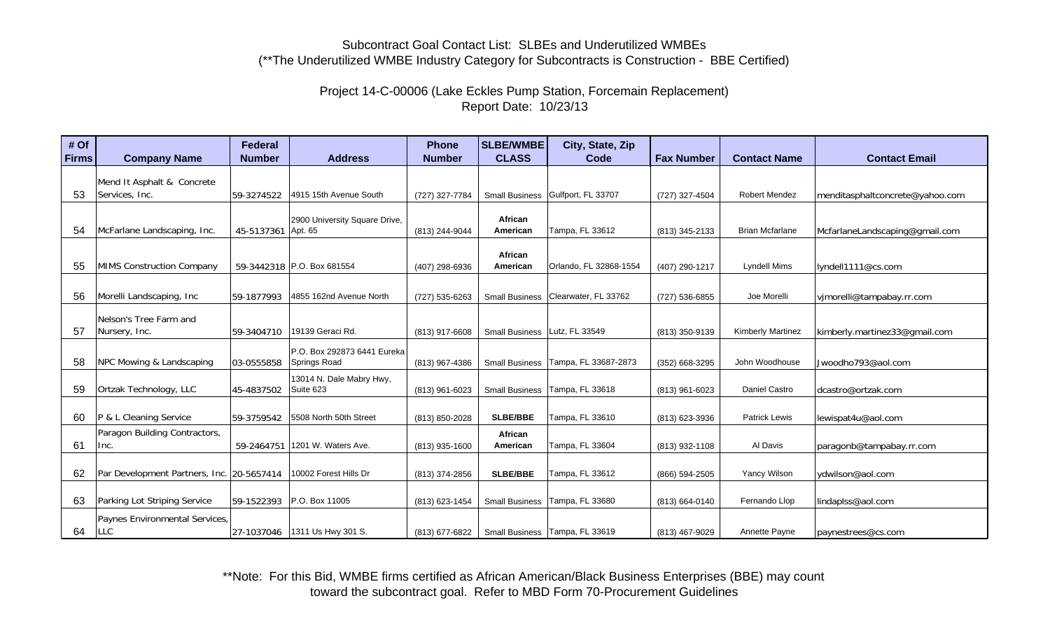Subcontract Goal Contact List: SLBEs and Underutilized WMBEs
(**The Underutilized WMBE Industry Category for Subcontracts is Construction - BBE Certified)

Project 14-C-00006 (Lake Eckles Pump Station, Forcemain Replacement)
Report Date: 10/23/13

| # Of Firms | Company Name | Federal Number | Address | Phone Number | SLBE/WMBE CLASS | City, State, Zip Code | Fax Number | Contact Name | Contact Email |
|---|---|---|---|---|---|---|---|---|---|
| 53 | Mend It Asphalt & Concrete Services, Inc. | 59-3274522 | 4915 15th Avenue South | (727) 327-7784 | Small Business | Gulfport, FL 33707 | (727) 327-4504 | Robert Mendez | menditasphaltconcrete@yahoo.com |
| 54 | McFarlane Landscaping, Inc. | 45-5137361 | 2900 University Square Drive, Apt. 65 | (813) 244-9044 | African American | Tampa, FL 33612 | (813) 345-2133 | Brian Mcfarlane | McfarlaneLandscaping@gmail.com |
| 55 | MIMS Construction Company | 59-3442318 | P.O. Box 681554 | (407) 298-6936 | African American | Orlando, FL 32868-1554 | (407) 290-1217 | Lyndell Mims | lyndell1111@cs.com |
| 56 | Morelli Landscaping, Inc | 59-1877993 | 4855 162nd Avenue North | (727) 535-6263 | Small Business | Clearwater, FL 33762 | (727) 536-6855 | Joe Morelli | vjmorelli@tampabay.rr.com |
| 57 | Nelson's Tree Farm and Nursery, Inc. | 59-3404710 | 19139 Geraci Rd. | (813) 917-6608 | Small Business | Lutz, FL 33549 | (813) 350-9139 | Kimberly Martinez | kimberly.martinez33@gmail.com |
| 58 | NPC Mowing & Landscaping | 03-0555858 | P.O. Box 292873 6441 Eureka Springs Road | (813) 967-4386 | Small Business | Tampa, FL 33687-2873 | (352) 668-3295 | John Woodhouse | Jwoodho793@aol.com |
| 59 | Ortzak Technology, LLC | 45-4837502 | 13014 N. Dale Mabry Hwy, Suite 623 | (813) 961-6023 | Small Business | Tampa, FL 33618 | (813) 961-6023 | Daniel Castro | dcastro@ortzak.com |
| 60 | P & L Cleaning Service | 59-3759542 | 5508 North 50th Street | (813) 850-2028 | SLBE/BBE | Tampa, FL 33610 | (813) 623-3936 | Patrick Lewis | lewispat4u@aol.com |
| 61 | Paragon Building Contractors, Inc. | 59-2464751 | 1201 W. Waters Ave. | (813) 935-1600 | African American | Tampa, FL 33604 | (813) 932-1108 | Al Davis | paragonb@tampabay.rr.com |
| 62 | Par Development Partners, Inc. | 20-5657414 | 10002 Forest Hills Dr | (813) 374-2856 | SLBE/BBE | Tampa, FL 33612 | (866) 594-2505 | Yancy Wilson | ydwilson@aol.com |
| 63 | Parking Lot Striping Service | 59-1522393 | P.O. Box 11005 | (813) 623-1454 | Small Business | Tampa, FL 33680 | (813) 664-0140 | Fernando Llop | lindaplss@aol.com |
| 64 | Paynes Environmental Services, LLC | 27-1037046 | 1311 Us Hwy 301 S. | (813) 677-6822 | Small Business | Tampa, FL 33619 | (813) 467-9029 | Annette Payne | paynestrees@cs.com |

**Note: For this Bid, WMBE firms certified as African American/Black Business Enterprises (BBE) may count toward the subcontract goal. Refer to MBD Form 70-Procurement Guidelines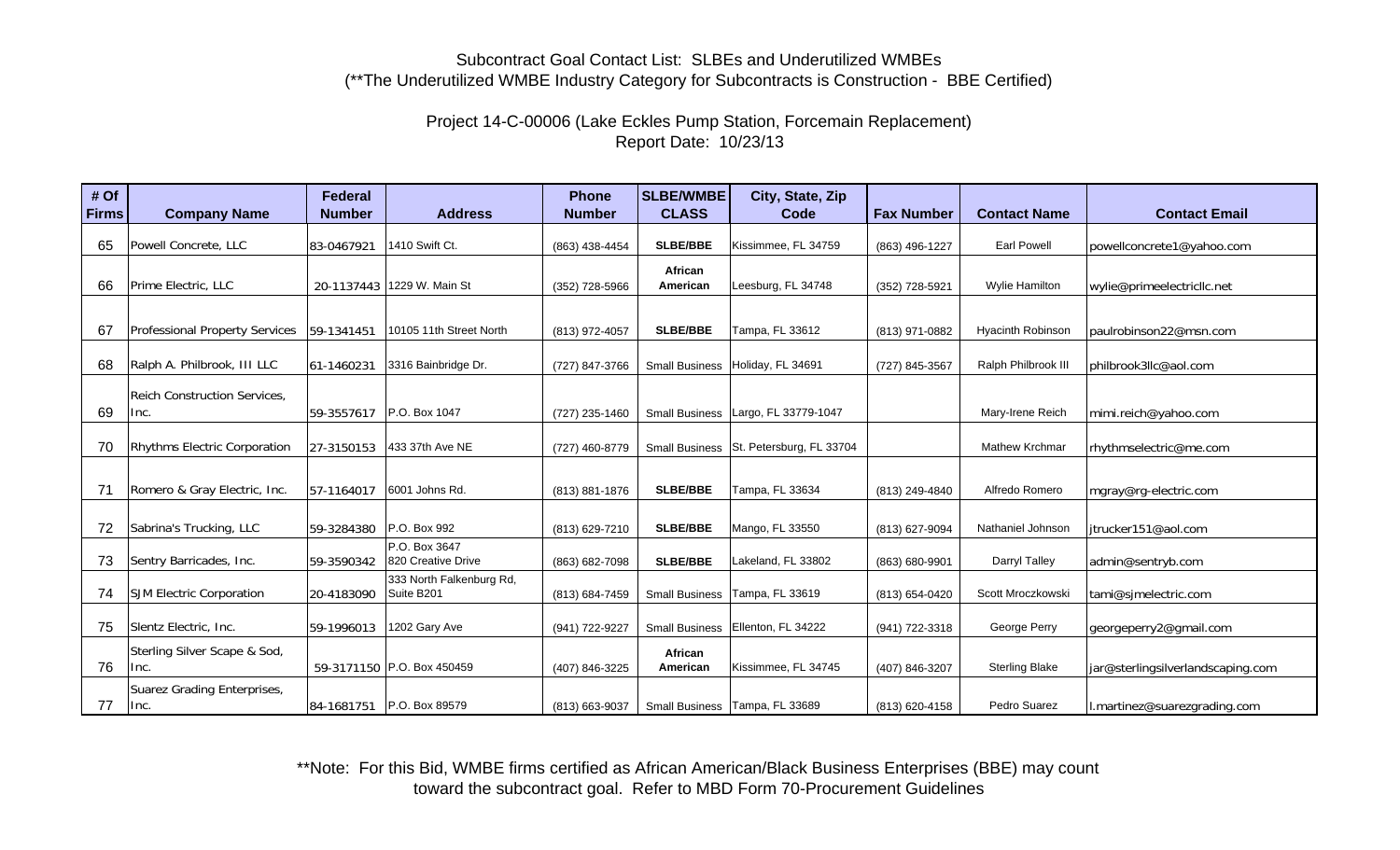Subcontract Goal Contact List: SLBEs and Underutilized WMBEs
(**The Underutilized WMBE Industry Category for Subcontracts is Construction - BBE Certified)

Project 14-C-00006 (Lake Eckles Pump Station, Forcemain Replacement)
Report Date: 10/23/13

| # Of Firms | Company Name | Federal Number | Address | Phone Number | SLBE/WMBE CLASS | City, State, Zip Code | Fax Number | Contact Name | Contact Email |
|---|---|---|---|---|---|---|---|---|---|
| 65 | Powell Concrete, LLC | 83-0467921 | 1410 Swift Ct. | (863) 438-4454 | SLBE/BBE | Kissimmee, FL 34759 | (863) 496-1227 | Earl Powell | powellconcrete1@yahoo.com |
| 66 | Prime Electric, LLC | 20-1137443 | 1229 W. Main St | (352) 728-5966 | African American | Leesburg, FL 34748 | (352) 728-5921 | Wylie Hamilton | wylie@primeelectricllc.net |
| 67 | Professional Property Services | 59-1341451 | 10105 11th Street North | (813) 972-4057 | SLBE/BBE | Tampa, FL 33612 | (813) 971-0882 | Hyacinth Robinson | paulrobinson22@msn.com |
| 68 | Ralph A. Philbrook, III LLC | 61-1460231 | 3316 Bainbridge Dr. | (727) 847-3766 | Small Business | Holiday, FL 34691 | (727) 845-3567 | Ralph Philbrook III | philbrook3llc@aol.com |
| 69 | Reich Construction Services, Inc. | 59-3557617 | P.O. Box 1047 | (727) 235-1460 | Small Business | Largo, FL 33779-1047 | | Mary-Irene Reich | mimi.reich@yahoo.com |
| 70 | Rhythms Electric Corporation | 27-3150153 | 433 37th Ave NE | (727) 460-8779 | Small Business | St. Petersburg, FL 33704 | | Mathew Krchmar | rhythmselectric@me.com |
| 71 | Romero & Gray Electric, Inc. | 57-1164017 | 6001 Johns Rd. | (813) 881-1876 | SLBE/BBE | Tampa, FL 33634 | (813) 249-4840 | Alfredo Romero | mgray@rg-electric.com |
| 72 | Sabrina's Trucking, LLC | 59-3284380 | P.O. Box 992 | (813) 629-7210 | SLBE/BBE | Mango, FL 33550 | (813) 627-9094 | Nathaniel Johnson | jtrucker151@aol.com |
| 73 | Sentry Barricades, Inc. | 59-3590342 | P.O. Box 3647<br>820 Creative Drive | (863) 682-7098 | SLBE/BBE | Lakeland, FL 33802 | (863) 680-9901 | Darryl Talley | admin@sentryb.com |
| 74 | SJM Electric Corporation | 20-4183090 | 333 North Falkenburg Rd, Suite B201 | (813) 684-7459 | Small Business | Tampa, FL 33619 | (813) 654-0420 | Scott Mroczkowski | tami@sjmelectric.com |
| 75 | Slentz Electric, Inc. | 59-1996013 | 1202 Gary Ave | (941) 722-9227 | Small Business | Ellenton, FL 34222 | (941) 722-3318 | George Perry | georgeperry2@gmail.com |
| 76 | Sterling Silver Scape & Sod, Inc. | 59-3171150 | P.O. Box 450459 | (407) 846-3225 | African American | Kissimmee, FL 34745 | (407) 846-3207 | Sterling Blake | jar@sterlingsilverlandscaping.com |
| 77 | Suarez Grading Enterprises, Inc. | 84-1681751 | P.O. Box 89579 | (813) 663-9037 | Small Business | Tampa, FL 33689 | (813) 620-4158 | Pedro Suarez | l.martinez@suarezgrading.com |

**Note: For this Bid, WMBE firms certified as African American/Black Business Enterprises (BBE) may count toward the subcontract goal. Refer to MBD Form 70-Procurement Guidelines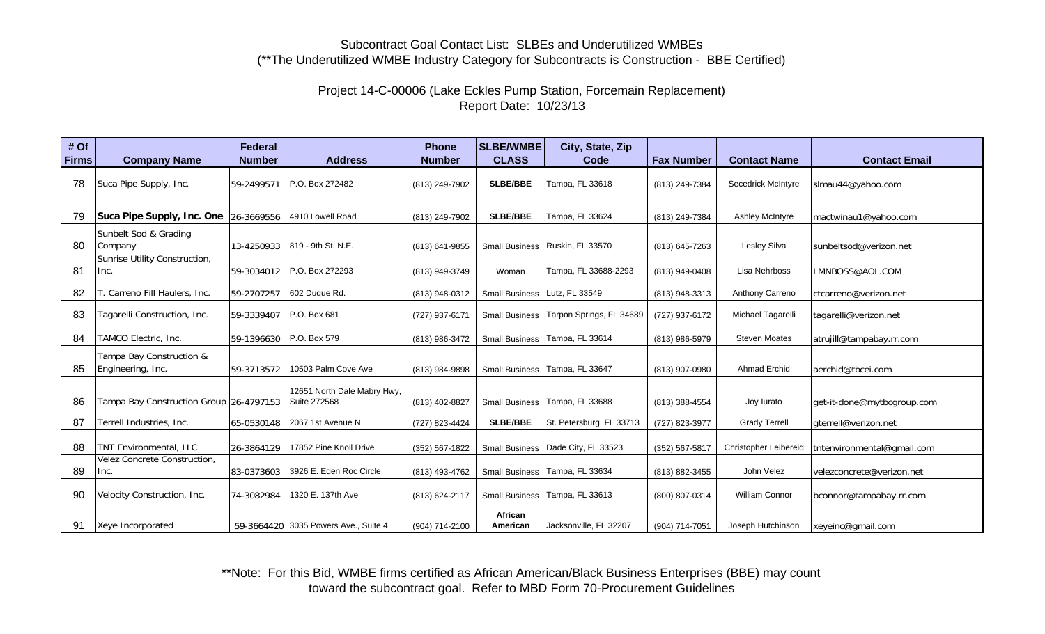Subcontract Goal Contact List: SLBEs and Underutilized WMBEs
(**The Underutilized WMBE Industry Category for Subcontracts is Construction - BBE Certified)

Project 14-C-00006 (Lake Eckles Pump Station, Forcemain Replacement)
Report Date: 10/23/13

| # Of Firms | Company Name | Federal Number | Address | Phone Number | SLBE/WMBE CLASS | City, State, Zip Code | Fax Number | Contact Name | Contact Email |
|---|---|---|---|---|---|---|---|---|---|
| 78 | Suca Pipe Supply, Inc. | 59-2499571 | P.O. Box 272482 | (813) 249-7902 | **SLBE/BBE** | Tampa, FL 33618 | (813) 249-7384 | Secedrick McIntyre | slmau44@yahoo.com |
| 79 | **Suca Pipe Supply, Inc. One** | 26-3669556 | 4910 Lowell Road | (813) 249-7902 | **SLBE/BBE** | Tampa, FL 33624 | (813) 249-7384 | Ashley McIntyre | mactwinau1@yahoo.com |
| 80 | Sunbelt Sod & Grading Company | 13-4250933 | 819 - 9th St. N.E. | (813) 641-9855 | Small Business | Ruskin, FL 33570 | (813) 645-7263 | Lesley Silva | sunbeltsod@verizon.net |
| 81 | Sunrise Utility Construction, Inc. | 59-3034012 | P.O. Box 272293 | (813) 949-3749 | Woman | Tampa, FL 33688-2293 | (813) 949-0408 | Lisa Nehrboss | LMNBOSS@AOL.COM |
| 82 | T. Carreno Fill Haulers, Inc. | 59-2707257 | 602 Duque Rd. | (813) 948-0312 | Small Business | Lutz, FL 33549 | (813) 948-3313 | Anthony Carreno | ctcarreno@verizon.net |
| 83 | Tagarelli Construction, Inc. | 59-3339407 | P.O. Box 681 | (727) 937-6171 | Small Business | Tarpon Springs, FL 34689 | (727) 937-6172 | Michael Tagarelli | tagarelli@verizon.net |
| 84 | TAMCO Electric, Inc. | 59-1396630 | P.O. Box 579 | (813) 986-3472 | Small Business | Tampa, FL 33614 | (813) 986-5979 | Steven Moates | atrujill@tampabay.rr.com |
| 85 | Tampa Bay Construction & Engineering, Inc. | 59-3713572 | 10503 Palm Cove Ave | (813) 984-9898 | Small Business | Tampa, FL 33647 | (813) 907-0980 | Ahmad Erchid | aerchid@tbcei.com |
| 86 | Tampa Bay Construction Group | 26-4797153 | 12651 North Dale Mabry Hwy, Suite 272568 | (813) 402-8827 | Small Business | Tampa, FL 33688 | (813) 388-4554 | Joy Iurato | get-it-done@mytbcgroup.com |
| 87 | Terrell Industries, Inc. | 65-0530148 | 2067 1st Avenue N | (727) 823-4424 | **SLBE/BBE** | St. Petersburg, FL 33713 | (727) 823-3977 | Grady Terrell | gterrell@verizon.net |
| 88 | TNT Environmental, LLC | 26-3864129 | 17852 Pine Knoll Drive | (352) 567-1822 | Small Business | Dade City, FL 33523 | (352) 567-5817 | Christopher Leibereid | tntenvironmental@gmail.com |
| 89 | Velez Concrete Construction, Inc. | 83-0373603 | 3926 E. Eden Roc Circle | (813) 493-4762 | Small Business | Tampa, FL 33634 | (813) 882-3455 | John Velez | velezconcrete@verizon.net |
| 90 | Velocity Construction, Inc. | 74-3082984 | 1320 E. 137th Ave | (813) 624-2117 | Small Business | Tampa, FL 33613 | (800) 807-0314 | William Connor | bconnor@tampabay.rr.com |
| 91 | Xeye Incorporated | 59-3664420 | 3035 Powers Ave., Suite 4 | (904) 714-2100 | **African American** | Jacksonville, FL 32207 | (904) 714-7051 | Joseph Hutchinson | xeyeinc@gmail.com |

**Note: For this Bid, WMBE firms certified as African American/Black Business Enterprises (BBE) may count toward the subcontract goal. Refer to MBD Form 70-Procurement Guidelines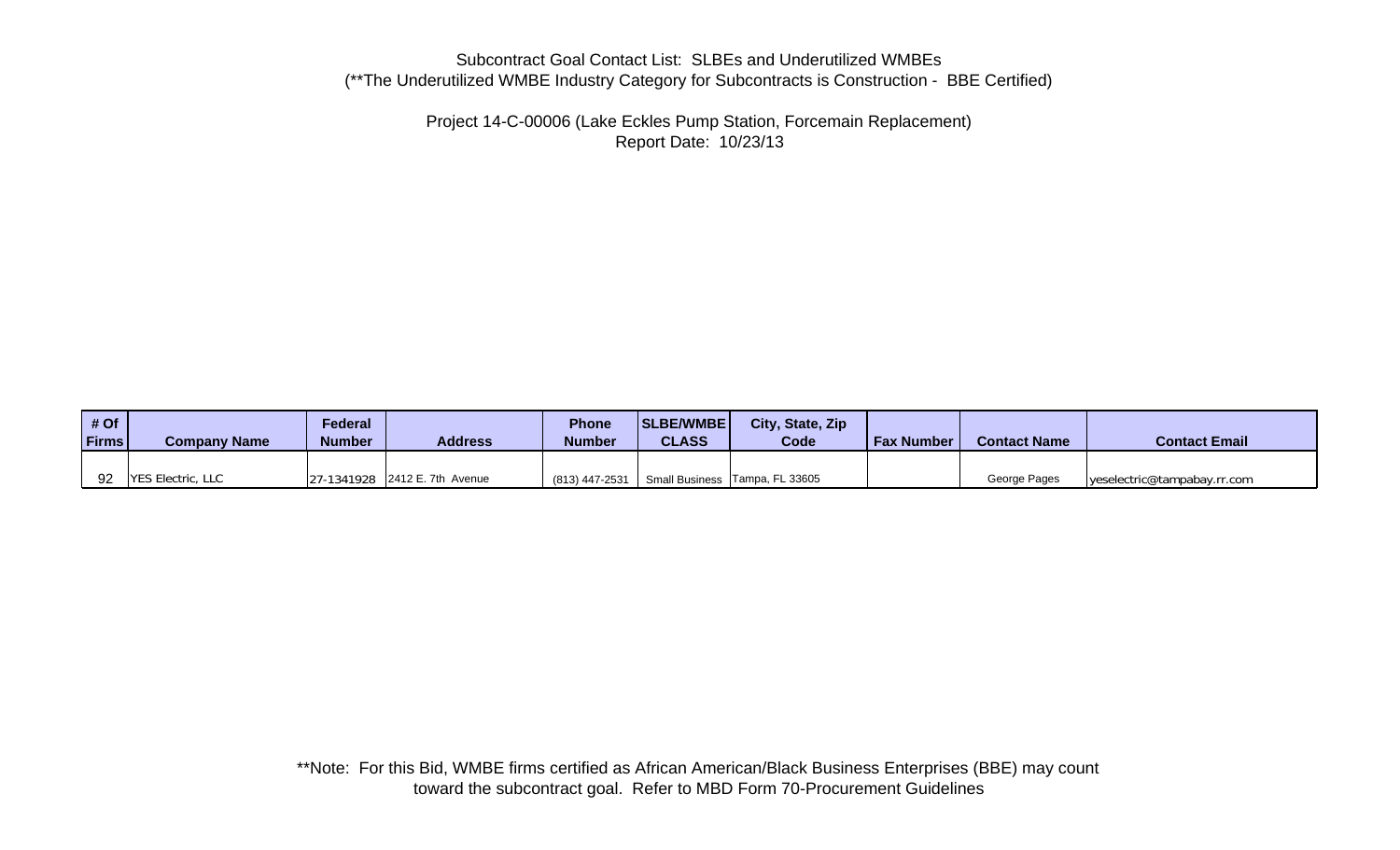Subcontract Goal Contact List: SLBEs and Underutilized WMBEs
(**The Underutilized WMBE Industry Category for Subcontracts is Construction - BBE Certified)

Project 14-C-00006 (Lake Eckles Pump Station, Forcemain Replacement)
Report Date: 10/23/13

| # Of Firms | Company Name | Federal Number | Address | Phone Number | SLBE/WMBE CLASS | City, State, Zip Code | Fax Number | Contact Name | Contact Email |
|---|---|---|---|---|---|---|---|---|---|
| 92 | YES Electric, LLC | 27-1341928 | 2412 E. 7th Avenue | (813) 447-2531 | Small Business | Tampa, FL 33605 | | George Pages | yeselectric@tampabay.rr.com |

**Note: For this Bid, WMBE firms certified as African American/Black Business Enterprises (BBE) may count toward the subcontract goal. Refer to MBD Form 70-Procurement Guidelines